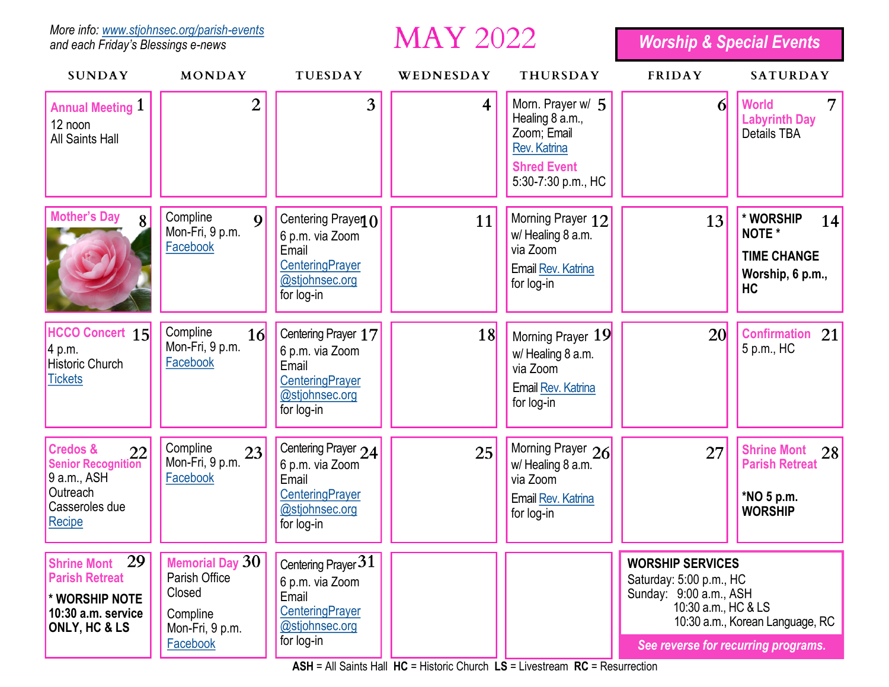More info: www.stjohnsec.org/parish-events
and each Friday's Blessings e-news

# MAY 2022

**Worship & Special Events**

| SUNDAY | MONDAY | TUESDAY | WEDNESDAY | THURSDAY | FRIDAY | SATURDAY |
|---|---|---|---|---|---|---|
| 1 **Annual Meeting** 12 noon All Saints Hall | 2 | 3 | 4 | 5 Morn. Prayer w/ Healing 8 a.m., Zoom; Email Rev. Katrina **Shred Event** 5:30-7:30 p.m., HC | 6 | 7 **World Labyrinth Day** Details TBA |
| 8 **Mother's Day** | 9 Compline Mon-Fri, 9 p.m. Facebook | 10 Centering Prayer 6 p.m. via Zoom Email CenteringPrayer@stjohnsec.org for log-in | 11 | 12 Morning Prayer w/ Healing 8 a.m. via Zoom Email Rev. Katrina for log-in | 13 | 14 **\* WORSHIP NOTE \*** **TIME CHANGE** **Worship, 6 p.m., HC** |
| 15 **HCCO Concert** 4 p.m. Historic Church Tickets | 16 Compline Mon-Fri, 9 p.m. Facebook | 17 Centering Prayer 6 p.m. via Zoom Email CenteringPrayer@stjohnsec.org for log-in | 18 | 19 Morning Prayer w/ Healing 8 a.m. via Zoom Email Rev. Katrina for log-in | 20 | 21 **Confirmation** 5 p.m., HC |
| 22 **Credos & Senior Recognition** 9 a.m., ASH Outreach Casseroles due Recipe | 23 Compline Mon-Fri, 9 p.m. Facebook | 24 Centering Prayer 6 p.m. via Zoom Email CenteringPrayer@stjohnsec.org for log-in | 25 | 26 Morning Prayer w/ Healing 8 a.m. via Zoom Email Rev. Katrina for log-in | 27 | 28 **Shrine Mont Parish Retreat** **\*NO 5 p.m. WORSHIP** |
| 29 **Shrine Mont Parish Retreat** **\* WORSHIP NOTE 10:30 a.m. service ONLY, HC & LS** | 30 **Memorial Day** Parish Office Closed Compline Mon-Fri, 9 p.m. Facebook | 31 Centering Prayer 6 p.m. via Zoom Email CenteringPrayer@stjohnsec.org for log-in | | | **WORSHIP SERVICES** Saturday: 5:00 p.m., HC Sunday: 9:00 a.m., ASH; 10:30 a.m., HC & LS; 10:30 a.m., Korean Language, RC | |

*See reverse for recurring programs.*

**ASH** = All Saints Hall **HC** = Historic Church **LS** = Livestream **RC** = Resurrection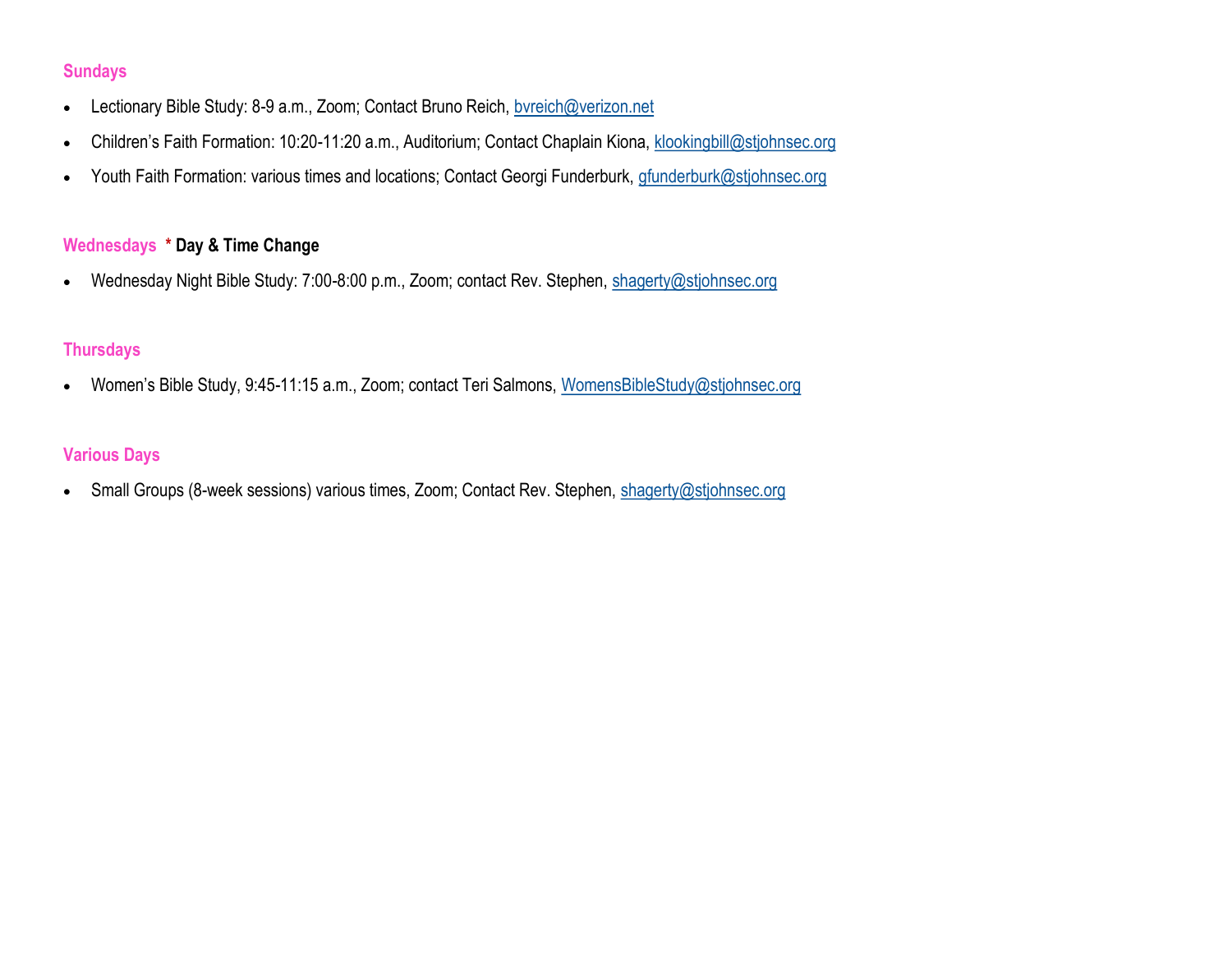## Sundays

- Lectionary Bible Study: 8-9 a.m., Zoom; Contact Bruno Reich, bvreich@verizon.net
- Children's Faith Formation: 10:20-11:20 a.m., Auditorium; Contact Chaplain Kiona, klookingbill@stjohnsec.org
- Youth Faith Formation: various times and locations; Contact Georgi Funderburk, gfunderburk@stjohnsec.org

## Wednesdays * **Day & Time Change**

- Wednesday Night Bible Study: 7:00-8:00 p.m., Zoom; contact Rev. Stephen, shagerty@stjohnsec.org

## Thursdays

- Women's Bible Study, 9:45-11:15 a.m., Zoom; contact Teri Salmons, WomensBibleStudy@stjohnsec.org

## Various Days

- Small Groups (8-week sessions) various times, Zoom; Contact Rev. Stephen, shagerty@stjohnsec.org